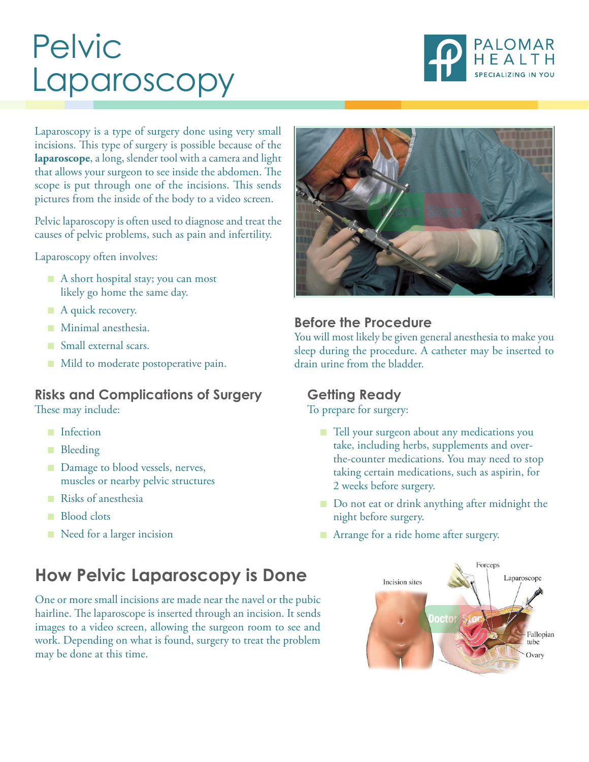# Pelvic Laparoscopy

Laparoscopy is a type of surgery done using very small incisions. This type of surgery is possible because of the **laparoscope**, a long, slender tool with a camera and light that allows your surgeon to see inside the abdomen. The scope is put through one of the incisions. This sends pictures from the inside of the body to a video screen.

Pelvic laparoscopy is often used to diagnose and treat the causes of pelvic problems, such as pain and infertility.

Laparoscopy often involves:

- A short hospital stay; you can most likely go home the same day.
- A quick recovery.
- Minimal anesthesia.
- Small external scars.
- Mild to moderate postoperative pain.

## Risks and Complications of Surgery

These may include:

- Infection
- Bleeding
- Damage to blood vessels, nerves, muscles or nearby pelvic structures
- Risks of anesthesia
- Blood clots
- Need for a larger incision

## Before the Procedure

You will most likely be given general anesthesia to make you sleep during the procedure. A catheter may be inserted to drain urine from the bladder.

### Getting Ready

To prepare for surgery:

- Tell your surgeon about any medications you take, including herbs, supplements and over-the-counter medications. You may need to stop taking certain medications, such as aspirin, for 2 weeks before surgery.
- Do not eat or drink anything after midnight the night before surgery.
- Arrange for a ride home after surgery.

## How Pelvic Laparoscopy is Done

One or more small incisions are made near the navel or the pubic hairline. The laparoscope is inserted through an incision. It sends images to a video screen, allowing the surgeon room to see and work. Depending on what is found, surgery to treat the problem may be done at this time.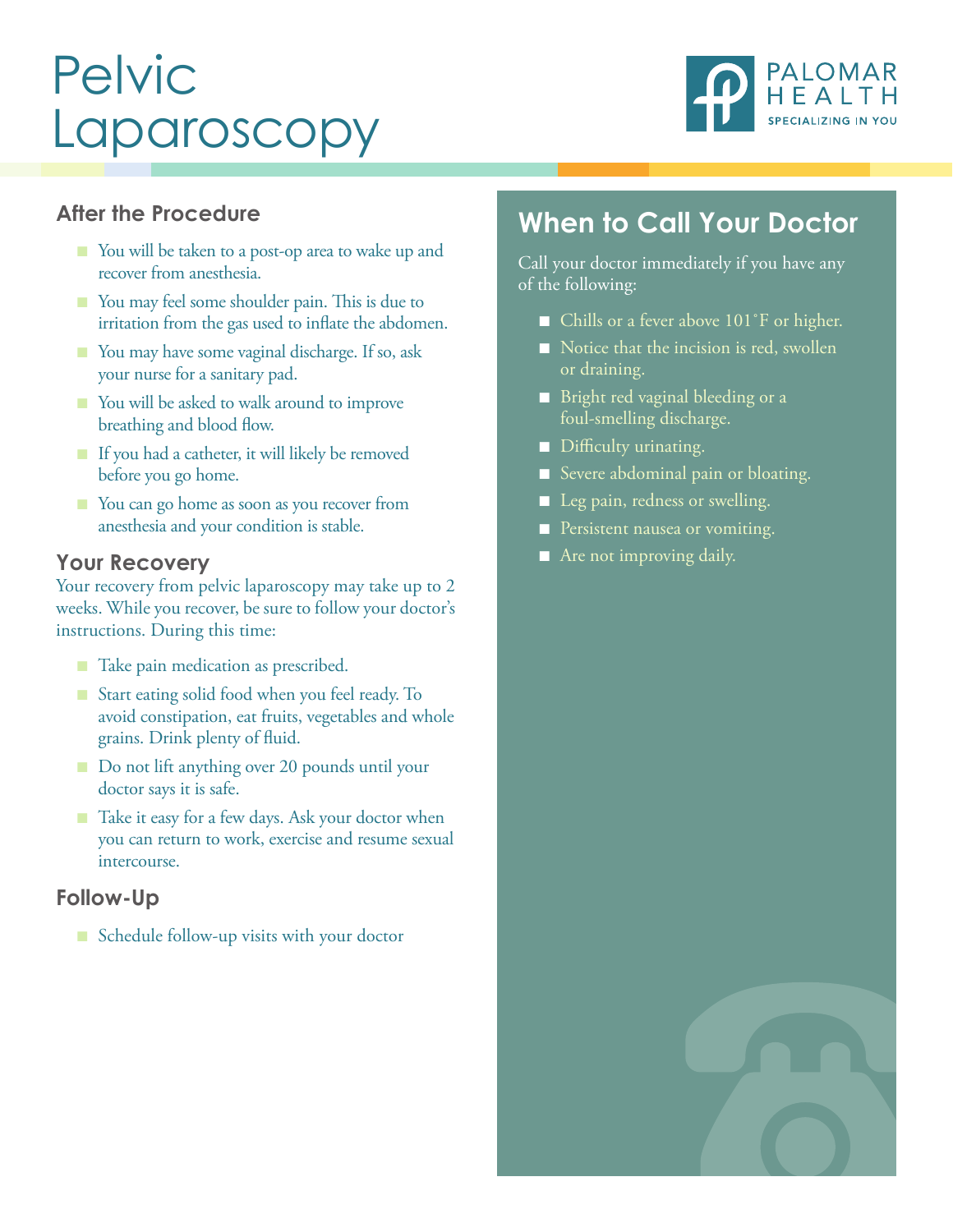# Pelvic Laparoscopy

PALOMAR HEALTH
SPECIALIZING IN YOU

## After the Procedure

- You will be taken to a post-op area to wake up and recover from anesthesia.
- You may feel some shoulder pain. This is due to irritation from the gas used to inflate the abdomen.
- You may have some vaginal discharge. If so, ask your nurse for a sanitary pad.
- You will be asked to walk around to improve breathing and blood flow.
- If you had a catheter, it will likely be removed before you go home.
- You can go home as soon as you recover from anesthesia and your condition is stable.

## Your Recovery

Your recovery from pelvic laparoscopy may take up to 2 weeks. While you recover, be sure to follow your doctor's instructions. During this time:

- Take pain medication as prescribed.
- Start eating solid food when you feel ready. To avoid constipation, eat fruits, vegetables and whole grains. Drink plenty of fluid.
- Do not lift anything over 20 pounds until your doctor says it is safe.
- Take it easy for a few days. Ask your doctor when you can return to work, exercise and resume sexual intercourse.

## Follow-Up

- Schedule follow-up visits with your doctor

## When to Call Your Doctor

Call your doctor immediately if you have any of the following:

- Chills or a fever above 101˚F or higher.
- Notice that the incision is red, swollen or draining.
- Bright red vaginal bleeding or a foul-smelling discharge.
- Difficulty urinating.
- Severe abdominal pain or bloating.
- Leg pain, redness or swelling.
- Persistent nausea or vomiting.
- Are not improving daily.